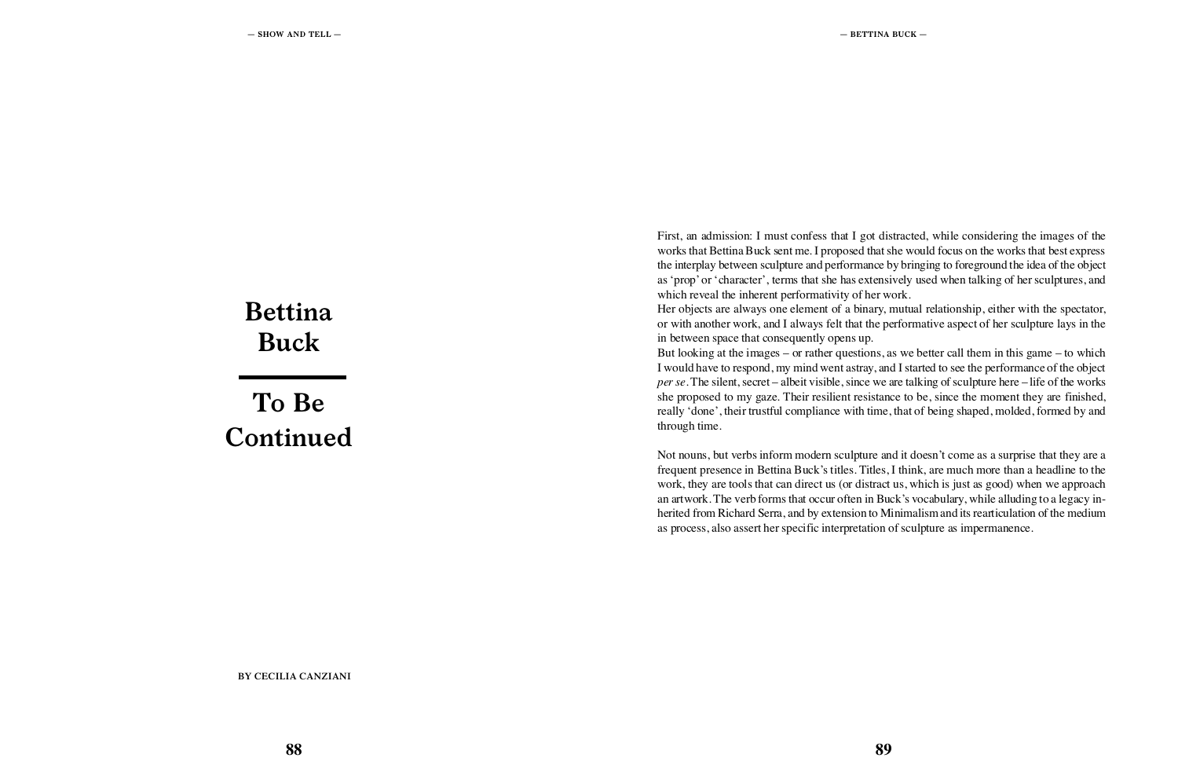# Bettina Buck

# To Be Continued

BY CECILIA CANZIANI

First, an admission: I must confess that I got distracted, while considering the images of the works that Bettina Buck sent me. I proposed that she would focus on the works that best express the interplay between sculpture and performance by bringing to foreground the idea of the object as 'prop' or 'character', terms that she has extensively used when talking of her sculptures, and which reveal the inherent performativity of her work.

Her objects are always one element of a binary, mutual relationship, either with the spectator, or with another work, and I always felt that the performative aspect of her sculpture lays in the in between space that consequently opens up.

But looking at the images – or rather questions, as we better call them in this game – to which I would have to respond, my mind went astray, and I started to see the performance of the object *per se*. The silent, secret – albeit visible, since we are talking of sculpture here – life of the works she proposed to my gaze. Their resilient resistance to be, since the moment they are finished, really 'done', their trustful compliance with time, that of being shaped, molded, formed by and through time.

Not nouns, but verbs inform modern sculpture and it doesn't come as a surprise that they are a frequent presence in Bettina Buck's titles. Titles, I think, are much more than a headline to the work, they are tools that can direct us (or distract us, which is just as good) when we approach an artwork. The verb forms that occur often in Buck's vocabulary, while alluding to a legacy inherited from Richard Serra, and by extension to Minimalism and its rearticulation of the medium as process, also assert her specific interpretation of sculpture as impermanence.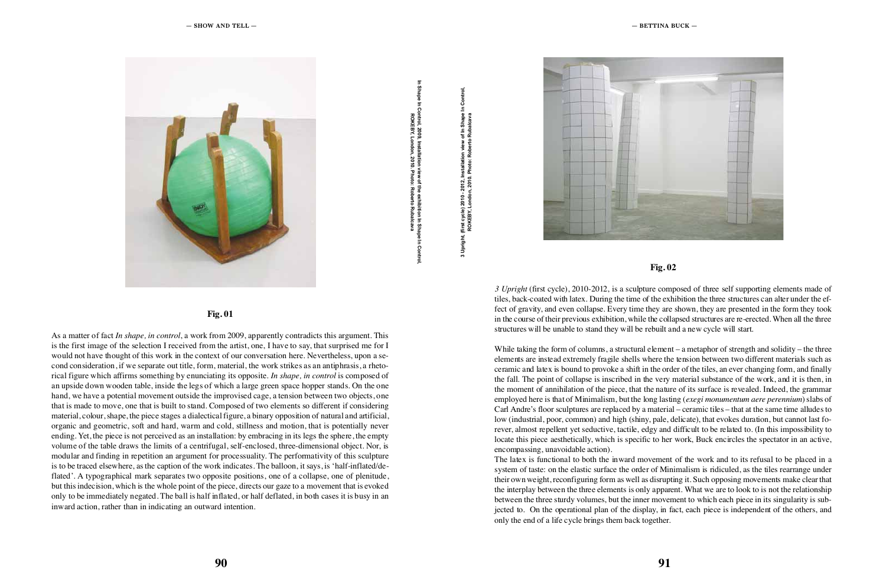In Shape In Control, 2009. Installation view of the exhibition In Shape In Control, ROKEBY, London, 2010. Photo: Roberto Rubalcava

**Fig. 01**

3 Upright, (first cycle) 2010 - 2012. Installation view of In Shape In Control, ROKEBY, London, 2010. Photo: Roberto Rubalcava

**Fig. 02**

As a matter of fact *In shape, in control*, a work from 2009, apparently contradicts this argument. This is the first image of the selection I received from the artist, one, I have to say, that surprised me for I would not have thought of this work in the context of our conversation here. Nevertheless, upon a second consideration, if we separate out title, form, material, the work strikes as an antiphrasis, a rhetorical figure which affirms something by enunciating its opposite. *In shape, in control* is composed of an upside down wooden table, inside the legs of which a large green space hopper stands. On the one hand, we have a potential movement outside the improvised cage, a tension between two objects, one that is made to move, one that is built to stand. Composed of two elements so different if considering material, colour, shape, the piece stages a dialectical figure, a binary opposition of natural and artificial, organic and geometric, soft and hard, warm and cold, stillness and motion, that is potentially never ending. Yet, the piece is not perceived as an installation: by embracing in its legs the sphere, the empty volume of the table draws the limits of a centrifugal, self-enclosed, three-dimensional object. Nor, is modular and finding in repetition an argument for processuality. The performativity of this sculpture is to be traced elsewhere, as the caption of the work indicates. The balloon, it says, is 'half-inflated/deflated'. A typographical mark separates two opposite positions, one of a collapse, one of plenitude, but this indecision, which is the whole point of the piece, directs our gaze to a movement that is evoked only to be immediately negated. The ball is half inflated, or half deflated, in both cases it is busy in an inward action, rather than in indicating an outward intention.

*3 Upright* (first cycle), 2010-2012, is a sculpture composed of three self supporting elements made of tiles, back-coated with latex. During the time of the exhibition the three structures can alter under the effect of gravity, and even collapse. Every time they are shown, they are presented in the form they took in the course of their previous exhibition, while the collapsed structures are re-erected. When all the three structures will be unable to stand they will be rebuilt and a new cycle will start.

While taking the form of columns, a structural element – a metaphor of strength and solidity – the three elements are instead extremely fragile shells where the tension between two different materials such as ceramic and latex is bound to provoke a shift in the order of the tiles, an ever changing form, and finally the fall. The point of collapse is inscribed in the very material substance of the work, and it is then, in the moment of annihilation of the piece, that the nature of its surface is revealed. Indeed, the grammar employed here is that of Minimalism, but the long lasting (*exegi monumentum aere perennium*) slabs of Carl Andre's floor sculptures are replaced by a material – ceramic tiles – that at the same time alludes to low (industrial, poor, common) and high (shiny, pale, delicate), that evokes duration, but cannot last forever, almost repellent yet seductive, tactile, edgy and difficult to be related to. (In this impossibility to locate this piece aesthetically, which is specific to her work, Buck encircles the spectator in an active, encompassing, unavoidable action).

The latex is functional to both the inward movement of the work and to its refusal to be placed in a system of taste: on the elastic surface the order of Minimalism is ridiculed, as the tiles rearrange under their own weight, reconfiguring form as well as disrupting it. Such opposing movements make clear that the interplay between the three elements is only apparent. What we are to look to is not the relationship between the three sturdy volumes, but the inner movement to which each piece in its singularity is subjected to. On the operational plan of the display, in fact, each piece is independent of the others, and only the end of a life cycle brings them back together.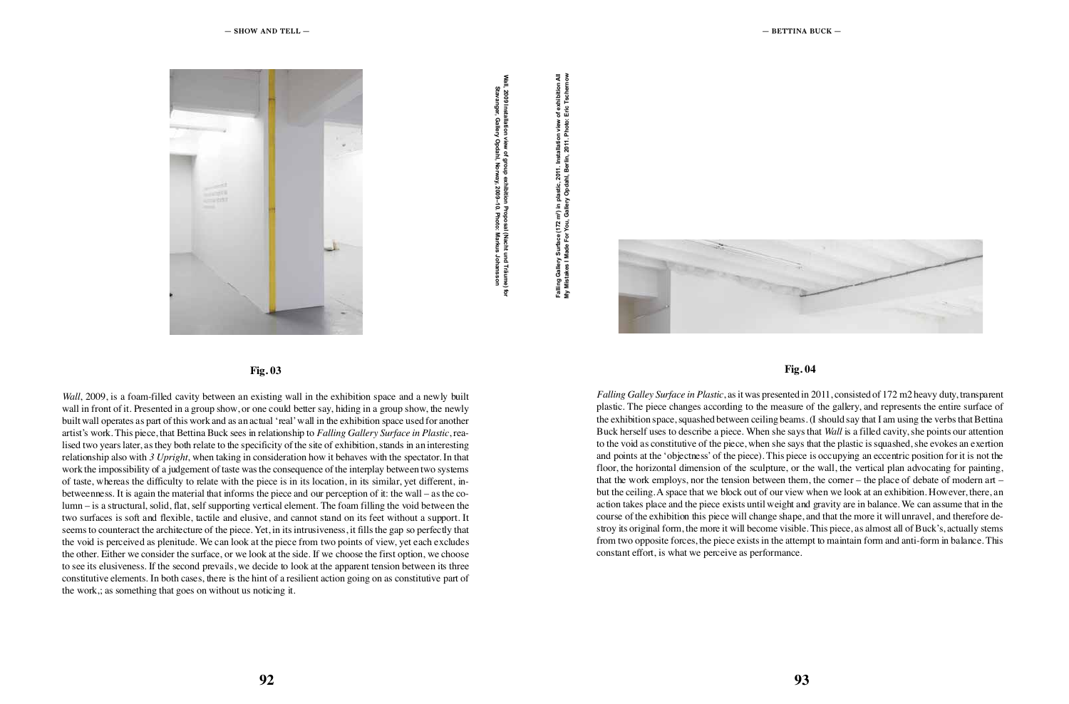**Fig. 03**

Wall, 2009 Installation view of group exhibition Proposal (Nacht und Träume) for Stavanger, Gallery Opdahl, Norway, 2009–10. Photo: Markus Johansson

*Wall*, 2009, is a foam-filled cavity between an existing wall in the exhibition space and a newly built wall in front of it. Presented in a group show, or one could better say, hiding in a group show, the newly built wall operates as part of this work and as an actual 'real' wall in the exhibition space used for another artist's work. This piece, that Bettina Buck sees in relationship to *Falling Gallery Surface in Plastic*, realised two years later, as they both relate to the specificity of the site of exhibition, stands in an interesting relationship also with *3 Upright*, when taking in consideration how it behaves with the spectator. In that work the impossibility of a judgement of taste was the consequence of the interplay between two systems of taste, whereas the difficulty to relate with the piece is in its location, in its similar, yet different, in-betweenness. It is again the material that informs the piece and our perception of it: the wall – as the column – is a structural, solid, flat, self supporting vertical element. The foam filling the void between the two surfaces is soft and flexible, tactile and elusive, and cannot stand on its feet without a support. It seems to counteract the architecture of the piece. Yet, in its intrusiveness, it fills the gap so perfectly that the void is perceived as plenitude. We can look at the piece from two points of view, yet each excludes the other. Either we consider the surface, or we look at the side. If we choose the first option, we choose to see its elusiveness. If the second prevails, we decide to look at the apparent tension between its three constitutive elements. In both cases, there is the hint of a resilient action going on as constitutive part of the work,; as something that goes on without us noticing it.

**Fig. 04**

Falling Gallery Surface (172 m²) in plastic, 2011. Installation view of exhibition All My Mistakes I Made For You, Gallery Opdahl, Berlin, 2011. Photo: Eric Tschernow

*Falling Galley Surface in Plastic*, as it was presented in 2011, consisted of 172 m2 heavy duty, transparent plastic. The piece changes according to the measure of the gallery, and represents the entire surface of the exhibition space, squashed between ceiling beams. (I should say that I am using the verbs that Bettina Buck herself uses to describe a piece. When she says that *Wall* is a filled cavity, she points our attention to the void as constitutive of the piece, when she says that the plastic is squashed, she evokes an exertion and points at the 'objectness' of the piece). This piece is occupying an eccentric position for it is not the floor, the horizontal dimension of the sculpture, or the wall, the vertical plan advocating for painting, that the work employs, nor the tension between them, the corner – the place of debate of modern art – but the ceiling. A space that we block out of our view when we look at an exhibition. However, there, an action takes place and the piece exists until weight and gravity are in balance. We can assume that in the course of the exhibition this piece will change shape, and that the more it will unravel, and therefore destroy its original form, the more it will become visible. This piece, as almost all of Buck's, actually stems from two opposite forces, the piece exists in the attempt to maintain form and anti-form in balance. This constant effort, is what we perceive as performance.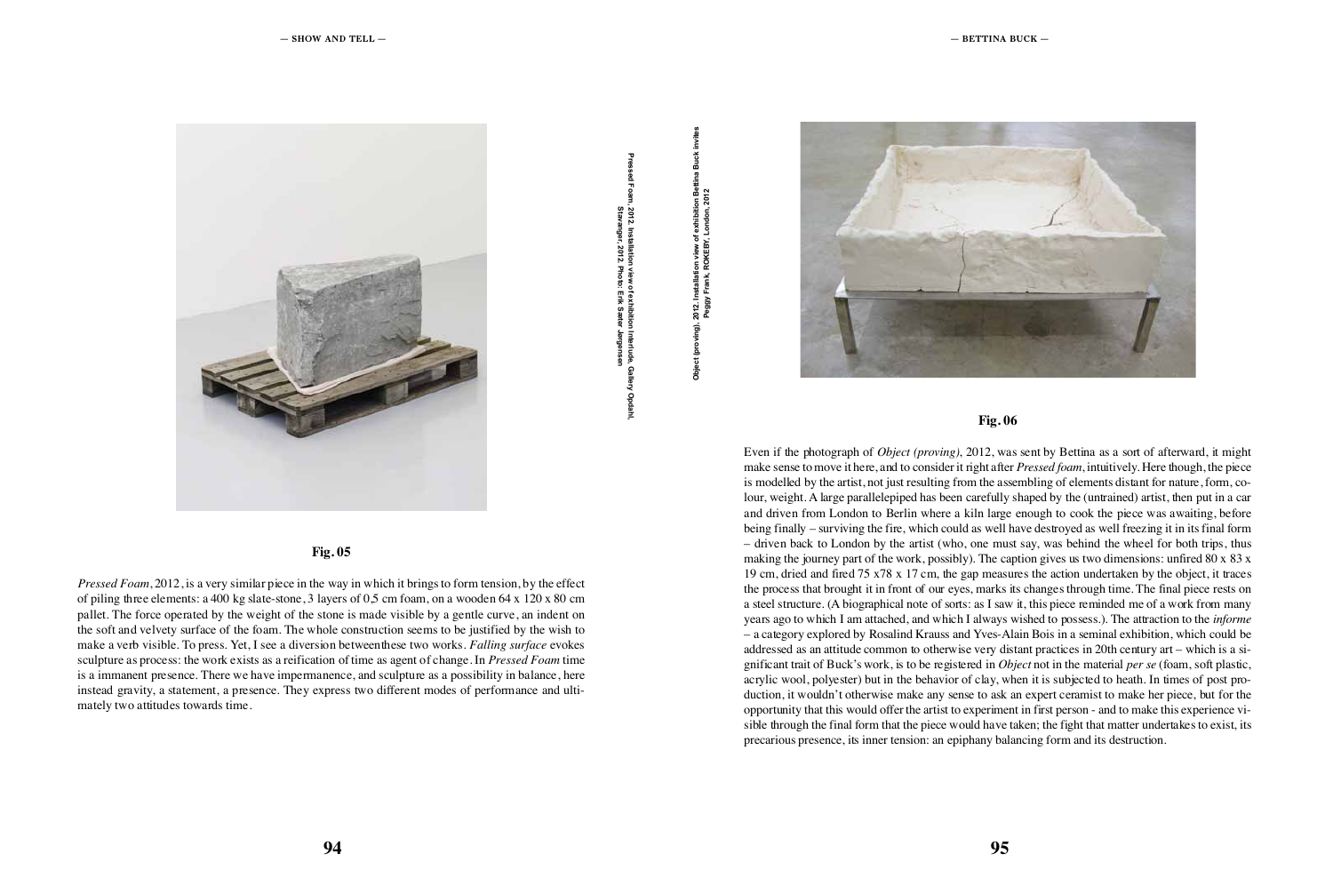Pressed Foam, 2012. Installation view of exhibition Interlude, Gallery Opdahl, Stavanger, 2012. Photo: Erik Sæter Jørgensen

**Fig. 05**

*Pressed Foam*, 2012, is a very similar piece in the way in which it brings to form tension, by the effect of piling three elements: a 400 kg slate-stone, 3 layers of 0,5 cm foam, on a wooden 64 x 120 x 80 cm pallet. The force operated by the weight of the stone is made visible by a gentle curve, an indent on the soft and velvety surface of the foam. The whole construction seems to be justified by the wish to make a verb visible. To press. Yet, I see a diversion betweenthese two works. *Falling surface* evokes sculpture as process: the work exists as a reification of time as agent of change. In *Pressed Foam* time is a immanent presence. There we have impermanence, and sculpture as a possibility in balance, here instead gravity, a statement, a presence. They express two different modes of performance and ultimately two attitudes towards time.

Object (proving), 2012. Installation view of exhibition Bettina Buck invites Peggy Frank, ROKEBY, London, 2012

**Fig. 06**

Even if the photograph of *Object (proving)*, 2012, was sent by Bettina as a sort of afterward, it might make sense to move it here, and to consider it right after *Pressed foam*, intuitively. Here though, the piece is modelled by the artist, not just resulting from the assembling of elements distant for nature, form, colour, weight. A large parallelepiped has been carefully shaped by the (untrained) artist, then put in a car and driven from London to Berlin where a kiln large enough to cook the piece was awaiting, before being finally – surviving the fire, which could as well have destroyed as well freezing it in its final form – driven back to London by the artist (who, one must say, was behind the wheel for both trips, thus making the journey part of the work, possibly). The caption gives us two dimensions: unfired 80 x 83 x 19 cm, dried and fired 75 x78 x 17 cm, the gap measures the action undertaken by the object, it traces the process that brought it in front of our eyes, marks its changes through time. The final piece rests on a steel structure. (A biographical note of sorts: as I saw it, this piece reminded me of a work from many years ago to which I am attached, and which I always wished to possess.). The attraction to the *informe* – a category explored by Rosalind Krauss and Yves-Alain Bois in a seminal exhibition, which could be addressed as an attitude common to otherwise very distant practices in 20th century art – which is a significant trait of Buck's work, is to be registered in *Object* not in the material *per se* (foam, soft plastic, acrylic wool, polyester) but in the behavior of clay, when it is subjected to heath. In times of post production, it wouldn't otherwise make any sense to ask an expert ceramist to make her piece, but for the opportunity that this would offer the artist to experiment in first person - and to make this experience visible through the final form that the piece would have taken; the fight that matter undertakes to exist, its precarious presence, its inner tension: an epiphany balancing form and its destruction.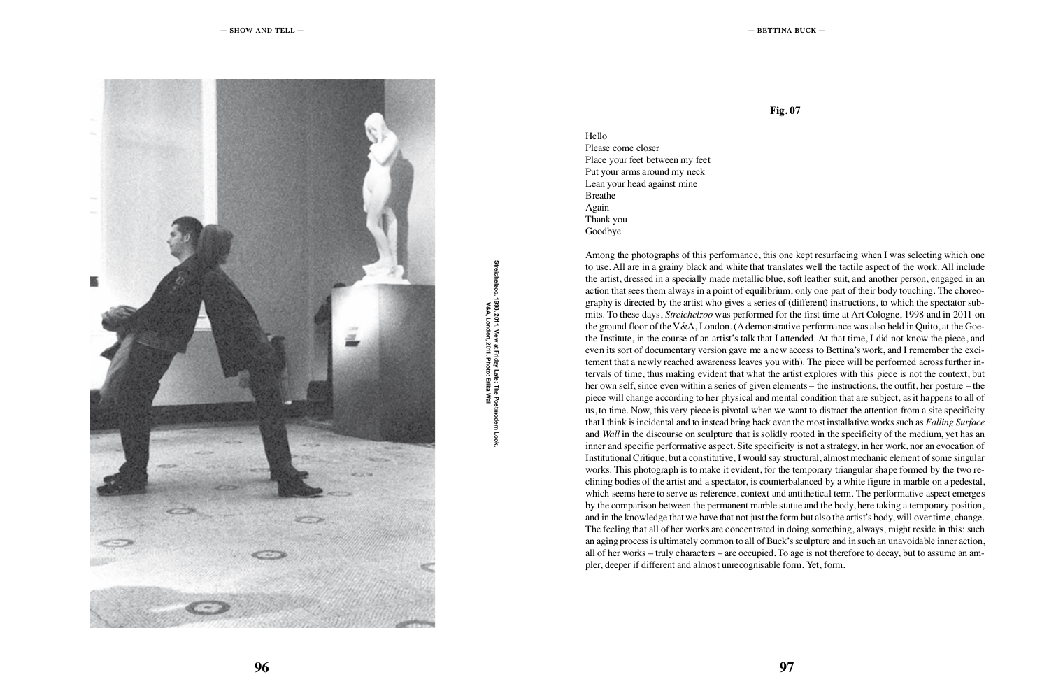**Fig. 07**

Hello
Please come closer
Place your feet between my feet
Put your arms around my neck
Lean your head against mine
Breathe
Again
Thank you
Goodbye

Among the photographs of this performance, this one kept resurfacing when I was selecting which one to use. All are in a grainy black and white that translates well the tactile aspect of the work. All include the artist, dressed in a specially made metallic blue, soft leather suit, and another person, engaged in an action that sees them always in a point of equilibrium, only one part of their body touching. The choreography is directed by the artist who gives a series of (different) instructions, to which the spectator submits. To these days, *Streichelzoo* was performed for the first time at Art Cologne, 1998 and in 2011 on the ground floor of the V&A, London. (A demonstrative performance was also held in Quito, at the Goethe Institute, in the course of an artist's talk that I attended. At that time, I did not know the piece, and even its sort of documentary version gave me a new access to Bettina's work, and I remember the excitement that a newly reached awareness leaves you with). The piece will be performed across further intervals of time, thus making evident that what the artist explores with this piece is not the context, but her own self, since even within a series of given elements – the instructions, the outfit, her posture – the piece will change according to her physical and mental condition that are subject, as it happens to all of us, to time. Now, this very piece is pivotal when we want to distract the attention from a site specificity that I think is incidental and to instead bring back even the most installative works such as *Falling Surface* and *Wall* in the discourse on sculpture that is solidly rooted in the specificity of the medium, yet has an inner and specific performative aspect. Site specificity is not a strategy, in her work, nor an evocation of Institutional Critique, but a constitutive, I would say structural, almost mechanic element of some singular works. This photograph is to make it evident, for the temporary triangular shape formed by the two reclining bodies of the artist and a spectator, is counterbalanced by a white figure in marble on a pedestal, which seems here to serve as reference, context and antithetical term. The performative aspect emerges by the comparison between the permanent marble statue and the body, here taking a temporary position, and in the knowledge that we have that not just the form but also the artist's body, will over time, change. The feeling that all of her works are concentrated in doing something, always, might reside in this: such an aging process is ultimately common to all of Buck's sculpture and in such an unavoidable inner action, all of her works – truly characters – are occupied. To age is not therefore to decay, but to assume an ampler, deeper if different and almost unrecognisable form. Yet, form.

Streichelzoo, 1998, 2011. View at Friday Late: The Postmodern Look, V&A, London, 2011. Photo: Erika Wall